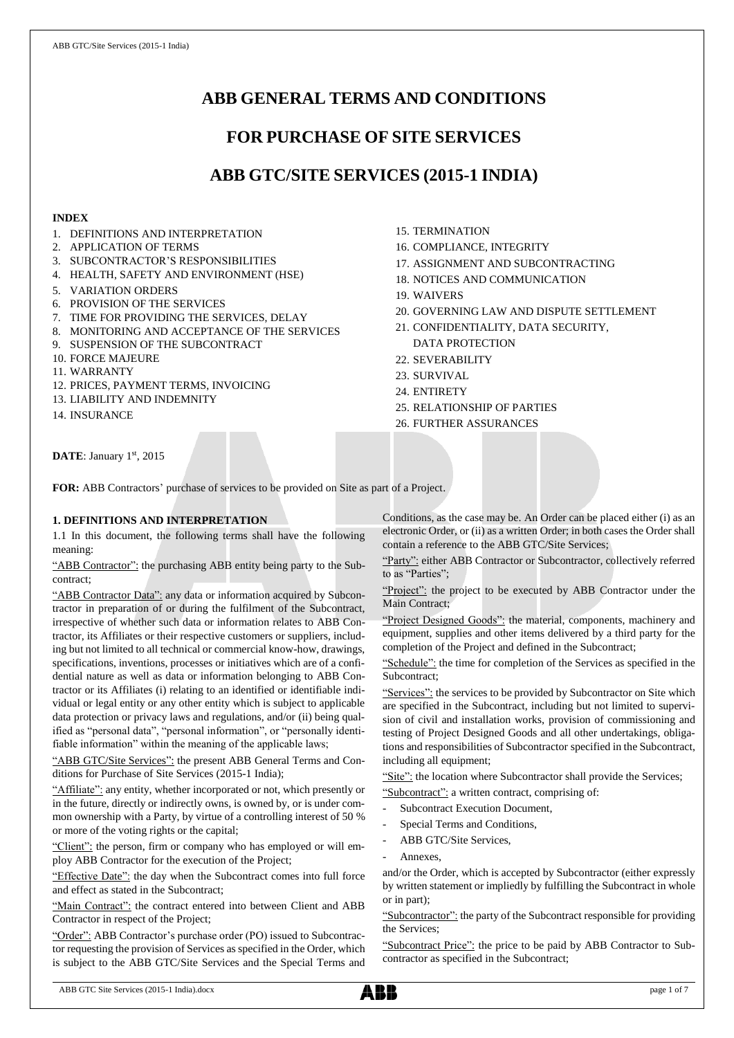# ABB GENERAL TERMS AND CONDITIONS

# FOR PURCHASE OF SITE SERVICES

# ABB GTC/SITE SERVICES (2015-1 INDIA)

**INDEX**

1. DEFINITIONS AND INTERPRETATION
2. APPLICATION OF TERMS
3. SUBCONTRACTOR'S RESPONSIBILITIES
4. HEALTH, SAFETY AND ENVIRONMENT (HSE)
5. VARIATION ORDERS
6. PROVISION OF THE SERVICES
7. TIME FOR PROVIDING THE SERVICES, DELAY
8. MONITORING AND ACCEPTANCE OF THE SERVICES
9. SUSPENSION OF THE SUBCONTRACT
10. FORCE MAJEURE
11. WARRANTY
12. PRICES, PAYMENT TERMS, INVOICING
13. LIABILITY AND INDEMNITY
14. INSURANCE
15. TERMINATION
16. COMPLIANCE, INTEGRITY
17. ASSIGNMENT AND SUBCONTRACTING
18. NOTICES AND COMMUNICATION
19. WAIVERS
20. GOVERNING LAW AND DISPUTE SETTLEMENT
21. CONFIDENTIALITY, DATA SECURITY, DATA PROTECTION
22. SEVERABILITY
23. SURVIVAL
24. ENTIRETY
25. RELATIONSHIP OF PARTIES
26. FURTHER ASSURANCES

**DATE**: January 1st, 2015

**FOR:** ABB Contractors' purchase of services to be provided on Site as part of a Project.

### 1. DEFINITIONS AND INTERPRETATION

1.1 In this document, the following terms shall have the following meaning:

"ABB Contractor": the purchasing ABB entity being party to the Subcontract;

"ABB Contractor Data": any data or information acquired by Subcontractor in preparation of or during the fulfilment of the Subcontract, irrespective of whether such data or information relates to ABB Contractor, its Affiliates or their respective customers or suppliers, including but not limited to all technical or commercial know-how, drawings, specifications, inventions, processes or initiatives which are of a confidential nature as well as data or information belonging to ABB Contractor or its Affiliates (i) relating to an identified or identifiable individual or legal entity or any other entity which is subject to applicable data protection or privacy laws and regulations, and/or (ii) being qualified as "personal data", "personal information", or "personally identifiable information" within the meaning of the applicable laws;

"ABB GTC/Site Services": the present ABB General Terms and Conditions for Purchase of Site Services (2015-1 India);

"Affiliate": any entity, whether incorporated or not, which presently or in the future, directly or indirectly owns, is owned by, or is under common ownership with a Party, by virtue of a controlling interest of 50 % or more of the voting rights or the capital;

"Client": the person, firm or company who has employed or will employ ABB Contractor for the execution of the Project;

"Effective Date": the day when the Subcontract comes into full force and effect as stated in the Subcontract;

"Main Contract": the contract entered into between Client and ABB Contractor in respect of the Project;

"Order": ABB Contractor's purchase order (PO) issued to Subcontractor requesting the provision of Services as specified in the Order, which is subject to the ABB GTC/Site Services and the Special Terms and Conditions, as the case may be. An Order can be placed either (i) as an electronic Order, or (ii) as a written Order; in both cases the Order shall contain a reference to the ABB GTC/Site Services;

"Party": either ABB Contractor or Subcontractor, collectively referred to as "Parties";

"Project": the project to be executed by ABB Contractor under the Main Contract;

"Project Designed Goods": the material, components, machinery and equipment, supplies and other items delivered by a third party for the completion of the Project and defined in the Subcontract;

"Schedule": the time for completion of the Services as specified in the Subcontract;

"Services": the services to be provided by Subcontractor on Site which are specified in the Subcontract, including but not limited to supervision of civil and installation works, provision of commissioning and testing of Project Designed Goods and all other undertakings, obligations and responsibilities of Subcontractor specified in the Subcontract, including all equipment;

"Site": the location where Subcontractor shall provide the Services;

"Subcontract": a written contract, comprising of:

- Subcontract Execution Document,
- Special Terms and Conditions,
- ABB GTC/Site Services,
- Annexes,

and/or the Order, which is accepted by Subcontractor (either expressly by written statement or impliedly by fulfilling the Subcontract in whole or in part);

"Subcontractor": the party of the Subcontract responsible for providing the Services;

"Subcontract Price": the price to be paid by ABB Contractor to Subcontractor as specified in the Subcontract;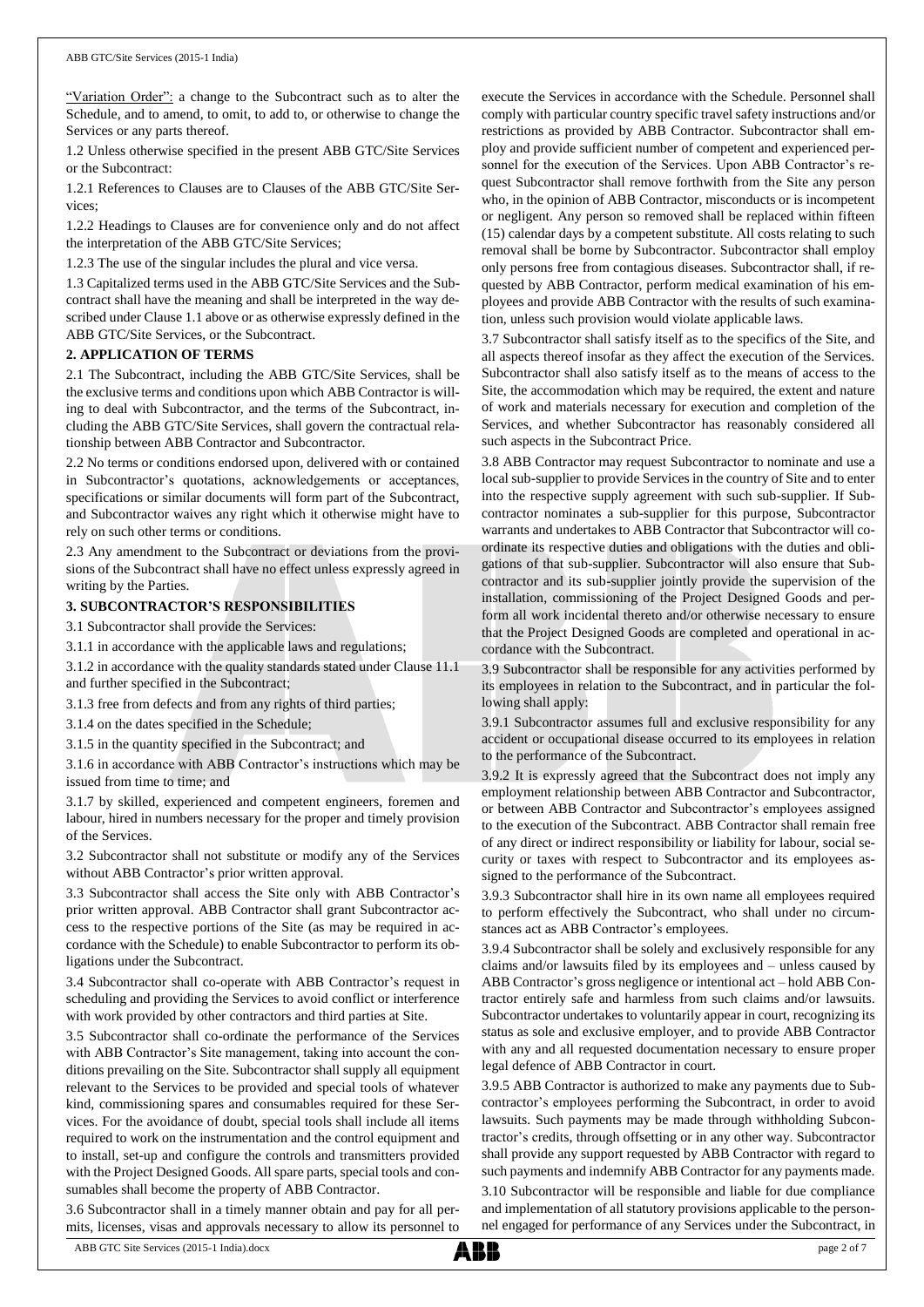"Variation Order": a change to the Subcontract such as to alter the Schedule, and to amend, to omit, to add to, or otherwise to change the Services or any parts thereof.

1.2 Unless otherwise specified in the present ABB GTC/Site Services or the Subcontract:

1.2.1 References to Clauses are to Clauses of the ABB GTC/Site Services;

1.2.2 Headings to Clauses are for convenience only and do not affect the interpretation of the ABB GTC/Site Services;

1.2.3 The use of the singular includes the plural and vice versa.

1.3 Capitalized terms used in the ABB GTC/Site Services and the Subcontract shall have the meaning and shall be interpreted in the way described under Clause 1.1 above or as otherwise expressly defined in the ABB GTC/Site Services, or the Subcontract.

**2. APPLICATION OF TERMS**

2.1 The Subcontract, including the ABB GTC/Site Services, shall be the exclusive terms and conditions upon which ABB Contractor is willing to deal with Subcontractor, and the terms of the Subcontract, including the ABB GTC/Site Services, shall govern the contractual relationship between ABB Contractor and Subcontractor.

2.2 No terms or conditions endorsed upon, delivered with or contained in Subcontractor's quotations, acknowledgements or acceptances, specifications or similar documents will form part of the Subcontract, and Subcontractor waives any right which it otherwise might have to rely on such other terms or conditions.

2.3 Any amendment to the Subcontract or deviations from the provisions of the Subcontract shall have no effect unless expressly agreed in writing by the Parties.

**3. SUBCONTRACTOR'S RESPONSIBILITIES**

3.1 Subcontractor shall provide the Services:

3.1.1 in accordance with the applicable laws and regulations;

3.1.2 in accordance with the quality standards stated under Clause 11.1 and further specified in the Subcontract;

3.1.3 free from defects and from any rights of third parties;

3.1.4 on the dates specified in the Schedule;

3.1.5 in the quantity specified in the Subcontract; and

3.1.6 in accordance with ABB Contractor's instructions which may be issued from time to time; and

3.1.7 by skilled, experienced and competent engineers, foremen and labour, hired in numbers necessary for the proper and timely provision of the Services.

3.2 Subcontractor shall not substitute or modify any of the Services without ABB Contractor's prior written approval.

3.3 Subcontractor shall access the Site only with ABB Contractor's prior written approval. ABB Contractor shall grant Subcontractor access to the respective portions of the Site (as may be required in accordance with the Schedule) to enable Subcontractor to perform its obligations under the Subcontract.

3.4 Subcontractor shall co-operate with ABB Contractor's request in scheduling and providing the Services to avoid conflict or interference with work provided by other contractors and third parties at Site.

3.5 Subcontractor shall co-ordinate the performance of the Services with ABB Contractor's Site management, taking into account the conditions prevailing on the Site. Subcontractor shall supply all equipment relevant to the Services to be provided and special tools of whatever kind, commissioning spares and consumables required for these Services. For the avoidance of doubt, special tools shall include all items required to work on the instrumentation and the control equipment and to install, set-up and configure the controls and transmitters provided with the Project Designed Goods. All spare parts, special tools and consumables shall become the property of ABB Contractor.

3.6 Subcontractor shall in a timely manner obtain and pay for all permits, licenses, visas and approvals necessary to allow its personnel to execute the Services in accordance with the Schedule. Personnel shall comply with particular country specific travel safety instructions and/or restrictions as provided by ABB Contractor. Subcontractor shall employ and provide sufficient number of competent and experienced personnel for the execution of the Services. Upon ABB Contractor's request Subcontractor shall remove forthwith from the Site any person who, in the opinion of ABB Contractor, misconducts or is incompetent or negligent. Any person so removed shall be replaced within fifteen (15) calendar days by a competent substitute. All costs relating to such removal shall be borne by Subcontractor. Subcontractor shall employ only persons free from contagious diseases. Subcontractor shall, if requested by ABB Contractor, perform medical examination of his employees and provide ABB Contractor with the results of such examination, unless such provision would violate applicable laws.

3.7 Subcontractor shall satisfy itself as to the specifics of the Site, and all aspects thereof insofar as they affect the execution of the Services. Subcontractor shall also satisfy itself as to the means of access to the Site, the accommodation which may be required, the extent and nature of work and materials necessary for execution and completion of the Services, and whether Subcontractor has reasonably considered all such aspects in the Subcontract Price.

3.8 ABB Contractor may request Subcontractor to nominate and use a local sub-supplier to provide Services in the country of Site and to enter into the respective supply agreement with such sub-supplier. If Subcontractor nominates a sub-supplier for this purpose, Subcontractor warrants and undertakes to ABB Contractor that Subcontractor will coordinate its respective duties and obligations with the duties and obligations of that sub-supplier. Subcontractor will also ensure that Subcontractor and its sub-supplier jointly provide the supervision of the installation, commissioning of the Project Designed Goods and perform all work incidental thereto and/or otherwise necessary to ensure that the Project Designed Goods are completed and operational in accordance with the Subcontract.

3.9 Subcontractor shall be responsible for any activities performed by its employees in relation to the Subcontract, and in particular the following shall apply:

3.9.1 Subcontractor assumes full and exclusive responsibility for any accident or occupational disease occurred to its employees in relation to the performance of the Subcontract.

3.9.2 It is expressly agreed that the Subcontract does not imply any employment relationship between ABB Contractor and Subcontractor, or between ABB Contractor and Subcontractor's employees assigned to the execution of the Subcontract. ABB Contractor shall remain free of any direct or indirect responsibility or liability for labour, social security or taxes with respect to Subcontractor and its employees assigned to the performance of the Subcontract.

3.9.3 Subcontractor shall hire in its own name all employees required to perform effectively the Subcontract, who shall under no circumstances act as ABB Contractor's employees.

3.9.4 Subcontractor shall be solely and exclusively responsible for any claims and/or lawsuits filed by its employees and – unless caused by ABB Contractor's gross negligence or intentional act – hold ABB Contractor entirely safe and harmless from such claims and/or lawsuits. Subcontractor undertakes to voluntarily appear in court, recognizing its status as sole and exclusive employer, and to provide ABB Contractor with any and all requested documentation necessary to ensure proper legal defence of ABB Contractor in court.

3.9.5 ABB Contractor is authorized to make any payments due to Subcontractor's employees performing the Subcontract, in order to avoid lawsuits. Such payments may be made through withholding Subcontractor's credits, through offsetting or in any other way. Subcontractor shall provide any support requested by ABB Contractor with regard to such payments and indemnify ABB Contractor for any payments made.

3.10 Subcontractor will be responsible and liable for due compliance and implementation of all statutory provisions applicable to the personnel engaged for performance of any Services under the Subcontract, in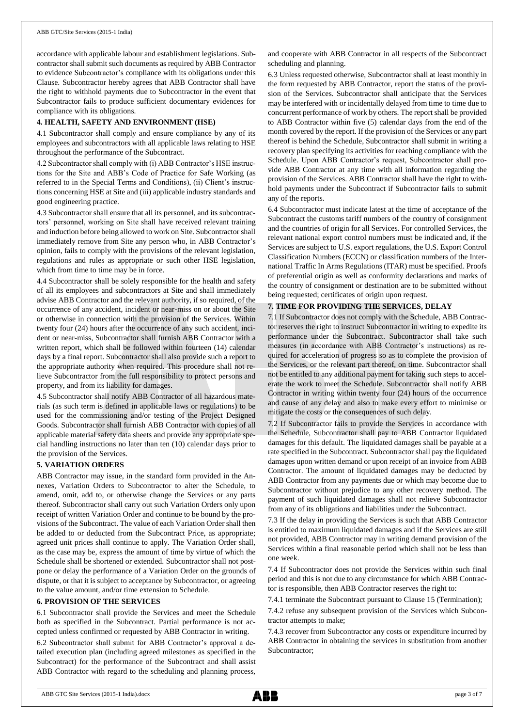accordance with applicable labour and establishment legislations. Subcontractor shall submit such documents as required by ABB Contractor to evidence Subcontractor's compliance with its obligations under this Clause. Subcontractor hereby agrees that ABB Contractor shall have the right to withhold payments due to Subcontractor in the event that Subcontractor fails to produce sufficient documentary evidences for compliance with its obligations.

**4. HEALTH, SAFETY AND ENVIRONMENT (HSE)**

4.1 Subcontractor shall comply and ensure compliance by any of its employees and subcontractors with all applicable laws relating to HSE throughout the performance of the Subcontract.

4.2 Subcontractor shall comply with (i) ABB Contractor's HSE instructions for the Site and ABB's Code of Practice for Safe Working (as referred to in the Special Terms and Conditions), (ii) Client's instructions concerning HSE at Site and (iii) applicable industry standards and good engineering practice.

4.3 Subcontractor shall ensure that all its personnel, and its subcontractors' personnel, working on Site shall have received relevant training and induction before being allowed to work on Site. Subcontractor shall immediately remove from Site any person who, in ABB Contractor's opinion, fails to comply with the provisions of the relevant legislation, regulations and rules as appropriate or such other HSE legislation, which from time to time may be in force.

4.4 Subcontractor shall be solely responsible for the health and safety of all its employees and subcontractors at Site and shall immediately advise ABB Contractor and the relevant authority, if so required, of the occurrence of any accident, incident or near-miss on or about the Site or otherwise in connection with the provision of the Services. Within twenty four (24) hours after the occurrence of any such accident, incident or near-miss, Subcontractor shall furnish ABB Contractor with a written report, which shall be followed within fourteen (14) calendar days by a final report. Subcontractor shall also provide such a report to the appropriate authority when required. This procedure shall not relieve Subcontractor from the full responsibility to protect persons and property, and from its liability for damages.

4.5 Subcontractor shall notify ABB Contractor of all hazardous materials (as such term is defined in applicable laws or regulations) to be used for the commissioning and/or testing of the Project Designed Goods. Subcontractor shall furnish ABB Contractor with copies of all applicable material safety data sheets and provide any appropriate special handling instructions no later than ten (10) calendar days prior to the provision of the Services.

**5. VARIATION ORDERS**

ABB Contractor may issue, in the standard form provided in the Annexes, Variation Orders to Subcontractor to alter the Schedule, to amend, omit, add to, or otherwise change the Services or any parts thereof. Subcontractor shall carry out such Variation Orders only upon receipt of written Variation Order and continue to be bound by the provisions of the Subcontract. The value of each Variation Order shall then be added to or deducted from the Subcontract Price, as appropriate; agreed unit prices shall continue to apply. The Variation Order shall, as the case may be, express the amount of time by virtue of which the Schedule shall be shortened or extended. Subcontractor shall not postpone or delay the performance of a Variation Order on the grounds of dispute, or that it is subject to acceptance by Subcontractor, or agreeing to the value amount, and/or time extension to Schedule.

**6. PROVISION OF THE SERVICES**

6.1 Subcontractor shall provide the Services and meet the Schedule both as specified in the Subcontract. Partial performance is not accepted unless confirmed or requested by ABB Contractor in writing.

6.2 Subcontractor shall submit for ABB Contractor's approval a detailed execution plan (including agreed milestones as specified in the Subcontract) for the performance of the Subcontract and shall assist ABB Contractor with regard to the scheduling and planning process, and cooperate with ABB Contractor in all respects of the Subcontract scheduling and planning.

6.3 Unless requested otherwise, Subcontractor shall at least monthly in the form requested by ABB Contractor, report the status of the provision of the Services. Subcontractor shall anticipate that the Services may be interfered with or incidentally delayed from time to time due to concurrent performance of work by others. The report shall be provided to ABB Contractor within five (5) calendar days from the end of the month covered by the report. If the provision of the Services or any part thereof is behind the Schedule, Subcontractor shall submit in writing a recovery plan specifying its activities for reaching compliance with the Schedule. Upon ABB Contractor's request, Subcontractor shall provide ABB Contractor at any time with all information regarding the provision of the Services. ABB Contractor shall have the right to withhold payments under the Subcontract if Subcontractor fails to submit any of the reports.

6.4 Subcontractor must indicate latest at the time of acceptance of the Subcontract the customs tariff numbers of the country of consignment and the countries of origin for all Services. For controlled Services, the relevant national export control numbers must be indicated and, if the Services are subject to U.S. export regulations, the U.S. Export Control Classification Numbers (ECCN) or classification numbers of the International Traffic In Arms Regulations (ITAR) must be specified. Proofs of preferential origin as well as conformity declarations and marks of the country of consignment or destination are to be submitted without being requested; certificates of origin upon request.

**7. TIME FOR PROVIDING THE SERVICES, DELAY**

7.1 If Subcontractor does not comply with the Schedule, ABB Contractor reserves the right to instruct Subcontractor in writing to expedite its performance under the Subcontract. Subcontractor shall take such measures (in accordance with ABB Contractor's instructions) as required for acceleration of progress so as to complete the provision of the Services, or the relevant part thereof, on time. Subcontractor shall not be entitled to any additional payment for taking such steps to accelerate the work to meet the Schedule. Subcontractor shall notify ABB Contractor in writing within twenty four (24) hours of the occurrence and cause of any delay and also to make every effort to minimise or mitigate the costs or the consequences of such delay.

7.2 If Subcontractor fails to provide the Services in accordance with the Schedule, Subcontractor shall pay to ABB Contractor liquidated damages for this default. The liquidated damages shall be payable at a rate specified in the Subcontract. Subcontractor shall pay the liquidated damages upon written demand or upon receipt of an invoice from ABB Contractor. The amount of liquidated damages may be deducted by ABB Contractor from any payments due or which may become due to Subcontractor without prejudice to any other recovery method. The payment of such liquidated damages shall not relieve Subcontractor from any of its obligations and liabilities under the Subcontract.

7.3 If the delay in providing the Services is such that ABB Contractor is entitled to maximum liquidated damages and if the Services are still not provided, ABB Contractor may in writing demand provision of the Services within a final reasonable period which shall not be less than one week.

7.4 If Subcontractor does not provide the Services within such final period and this is not due to any circumstance for which ABB Contractor is responsible, then ABB Contractor reserves the right to:

7.4.1 terminate the Subcontract pursuant to Clause 15 (Termination);

7.4.2 refuse any subsequent provision of the Services which Subcontractor attempts to make;

7.4.3 recover from Subcontractor any costs or expenditure incurred by ABB Contractor in obtaining the services in substitution from another Subcontractor;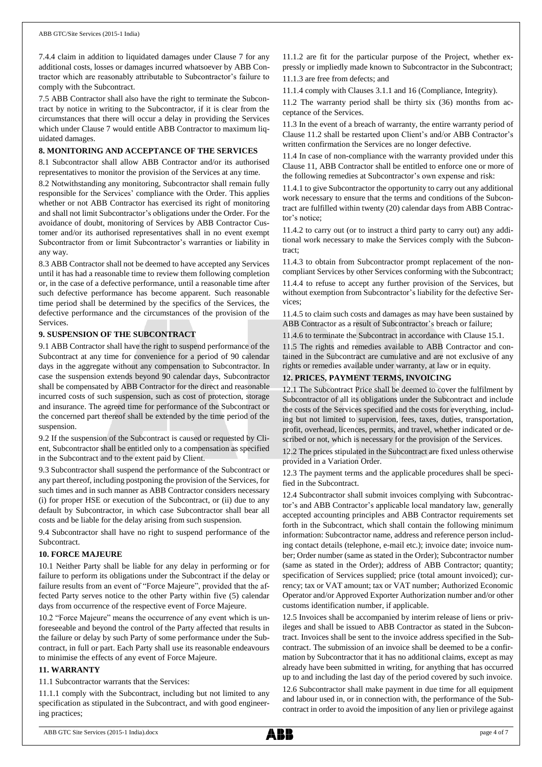7.4.4 claim in addition to liquidated damages under Clause 7 for any additional costs, losses or damages incurred whatsoever by ABB Contractor which are reasonably attributable to Subcontractor's failure to comply with the Subcontract.

7.5 ABB Contractor shall also have the right to terminate the Subcontract by notice in writing to the Subcontractor, if it is clear from the circumstances that there will occur a delay in providing the Services which under Clause 7 would entitle ABB Contractor to maximum liquidated damages.

**8. MONITORING AND ACCEPTANCE OF THE SERVICES**

8.1 Subcontractor shall allow ABB Contractor and/or its authorised representatives to monitor the provision of the Services at any time.

8.2 Notwithstanding any monitoring, Subcontractor shall remain fully responsible for the Services' compliance with the Order. This applies whether or not ABB Contractor has exercised its right of monitoring and shall not limit Subcontractor's obligations under the Order. For the avoidance of doubt, monitoring of Services by ABB Contractor Customer and/or its authorised representatives shall in no event exempt Subcontractor from or limit Subcontractor's warranties or liability in any way.

8.3 ABB Contractor shall not be deemed to have accepted any Services until it has had a reasonable time to review them following completion or, in the case of a defective performance, until a reasonable time after such defective performance has become apparent. Such reasonable time period shall be determined by the specifics of the Services, the defective performance and the circumstances of the provision of the Services.

**9. SUSPENSION OF THE SUBCONTRACT**

9.1 ABB Contractor shall have the right to suspend performance of the Subcontract at any time for convenience for a period of 90 calendar days in the aggregate without any compensation to Subcontractor. In case the suspension extends beyond 90 calendar days, Subcontractor shall be compensated by ABB Contractor for the direct and reasonable incurred costs of such suspension, such as cost of protection, storage and insurance. The agreed time for performance of the Subcontract or the concerned part thereof shall be extended by the time period of the suspension.

9.2 If the suspension of the Subcontract is caused or requested by Client, Subcontractor shall be entitled only to a compensation as specified in the Subcontract and to the extent paid by Client.

9.3 Subcontractor shall suspend the performance of the Subcontract or any part thereof, including postponing the provision of the Services, for such times and in such manner as ABB Contractor considers necessary (i) for proper HSE or execution of the Subcontract, or (ii) due to any default by Subcontractor, in which case Subcontractor shall bear all costs and be liable for the delay arising from such suspension.

9.4 Subcontractor shall have no right to suspend performance of the Subcontract.

**10. FORCE MAJEURE**

10.1 Neither Party shall be liable for any delay in performing or for failure to perform its obligations under the Subcontract if the delay or failure results from an event of "Force Majeure", provided that the affected Party serves notice to the other Party within five (5) calendar days from occurrence of the respective event of Force Majeure.

10.2 "Force Majeure" means the occurrence of any event which is unforeseeable and beyond the control of the Party affected that results in the failure or delay by such Party of some performance under the Subcontract, in full or part. Each Party shall use its reasonable endeavours to minimise the effects of any event of Force Majeure.

**11. WARRANTY**

11.1 Subcontractor warrants that the Services:

11.1.1 comply with the Subcontract, including but not limited to any specification as stipulated in the Subcontract, and with good engineering practices;

11.1.2 are fit for the particular purpose of the Project, whether expressly or impliedly made known to Subcontractor in the Subcontract;

11.1.3 are free from defects; and

11.1.4 comply with Clauses 3.1.1 and 16 (Compliance, Integrity).

11.2 The warranty period shall be thirty six (36) months from acceptance of the Services.

11.3 In the event of a breach of warranty, the entire warranty period of Clause 11.2 shall be restarted upon Client's and/or ABB Contractor's written confirmation the Services are no longer defective.

11.4 In case of non-compliance with the warranty provided under this Clause 11, ABB Contractor shall be entitled to enforce one or more of the following remedies at Subcontractor's own expense and risk:

11.4.1 to give Subcontractor the opportunity to carry out any additional work necessary to ensure that the terms and conditions of the Subcontract are fulfilled within twenty (20) calendar days from ABB Contractor's notice;

11.4.2 to carry out (or to instruct a third party to carry out) any additional work necessary to make the Services comply with the Subcontract;

11.4.3 to obtain from Subcontractor prompt replacement of the noncompliant Services by other Services conforming with the Subcontract;

11.4.4 to refuse to accept any further provision of the Services, but without exemption from Subcontractor's liability for the defective Services;

11.4.5 to claim such costs and damages as may have been sustained by ABB Contractor as a result of Subcontractor's breach or failure;

11.4.6 to terminate the Subcontract in accordance with Clause 15.1.

11.5 The rights and remedies available to ABB Contractor and contained in the Subcontract are cumulative and are not exclusive of any rights or remedies available under warranty, at law or in equity.

**12. PRICES, PAYMENT TERMS, INVOICING**

12.1 The Subcontract Price shall be deemed to cover the fulfilment by Subcontractor of all its obligations under the Subcontract and include the costs of the Services specified and the costs for everything, including but not limited to supervision, fees, taxes, duties, transportation, profit, overhead, licences, permits, and travel, whether indicated or described or not, which is necessary for the provision of the Services.

12.2 The prices stipulated in the Subcontract are fixed unless otherwise provided in a Variation Order.

12.3 The payment terms and the applicable procedures shall be specified in the Subcontract.

12.4 Subcontractor shall submit invoices complying with Subcontractor's and ABB Contractor's applicable local mandatory law, generally accepted accounting principles and ABB Contractor requirements set forth in the Subcontract, which shall contain the following minimum information: Subcontractor name, address and reference person including contact details (telephone, e-mail etc.); invoice date; invoice number; Order number (same as stated in the Order); Subcontractor number (same as stated in the Order); address of ABB Contractor; quantity; specification of Services supplied; price (total amount invoiced); currency; tax or VAT amount; tax or VAT number; Authorized Economic Operator and/or Approved Exporter Authorization number and/or other customs identification number, if applicable.

12.5 Invoices shall be accompanied by interim release of liens or privileges and shall be issued to ABB Contractor as stated in the Subcontract. Invoices shall be sent to the invoice address specified in the Subcontract. The submission of an invoice shall be deemed to be a confirmation by Subcontractor that it has no additional claims, except as may already have been submitted in writing, for anything that has occurred up to and including the last day of the period covered by such invoice.

12.6 Subcontractor shall make payment in due time for all equipment and labour used in, or in connection with, the performance of the Subcontract in order to avoid the imposition of any lien or privilege against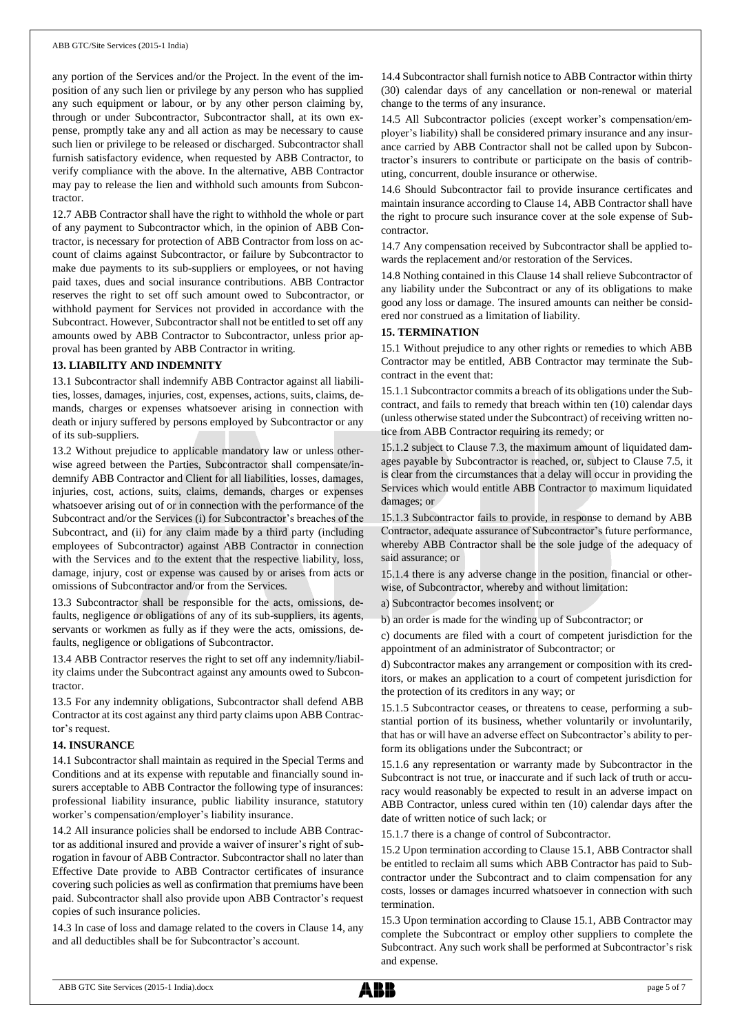any portion of the Services and/or the Project. In the event of the imposition of any such lien or privilege by any person who has supplied any such equipment or labour, or by any other person claiming by, through or under Subcontractor, Subcontractor shall, at its own expense, promptly take any and all action as may be necessary to cause such lien or privilege to be released or discharged. Subcontractor shall furnish satisfactory evidence, when requested by ABB Contractor, to verify compliance with the above. In the alternative, ABB Contractor may pay to release the lien and withhold such amounts from Subcontractor.

12.7 ABB Contractor shall have the right to withhold the whole or part of any payment to Subcontractor which, in the opinion of ABB Contractor, is necessary for protection of ABB Contractor from loss on account of claims against Subcontractor, or failure by Subcontractor to make due payments to its sub-suppliers or employees, or not having paid taxes, dues and social insurance contributions. ABB Contractor reserves the right to set off such amount owed to Subcontractor, or withhold payment for Services not provided in accordance with the Subcontract. However, Subcontractor shall not be entitled to set off any amounts owed by ABB Contractor to Subcontractor, unless prior approval has been granted by ABB Contractor in writing.

## 13. LIABILITY AND INDEMNITY

13.1 Subcontractor shall indemnify ABB Contractor against all liabilities, losses, damages, injuries, cost, expenses, actions, suits, claims, demands, charges or expenses whatsoever arising in connection with death or injury suffered by persons employed by Subcontractor or any of its sub-suppliers.

13.2 Without prejudice to applicable mandatory law or unless otherwise agreed between the Parties, Subcontractor shall compensate/indemnify ABB Contractor and Client for all liabilities, losses, damages, injuries, cost, actions, suits, claims, demands, charges or expenses whatsoever arising out of or in connection with the performance of the Subcontract and/or the Services (i) for Subcontractor's breaches of the Subcontract, and (ii) for any claim made by a third party (including employees of Subcontractor) against ABB Contractor in connection with the Services and to the extent that the respective liability, loss, damage, injury, cost or expense was caused by or arises from acts or omissions of Subcontractor and/or from the Services.

13.3 Subcontractor shall be responsible for the acts, omissions, defaults, negligence or obligations of any of its sub-suppliers, its agents, servants or workmen as fully as if they were the acts, omissions, defaults, negligence or obligations of Subcontractor.

13.4 ABB Contractor reserves the right to set off any indemnity/liability claims under the Subcontract against any amounts owed to Subcontractor.

13.5 For any indemnity obligations, Subcontractor shall defend ABB Contractor at its cost against any third party claims upon ABB Contractor's request.

## 14. INSURANCE

14.1 Subcontractor shall maintain as required in the Special Terms and Conditions and at its expense with reputable and financially sound insurers acceptable to ABB Contractor the following type of insurances: professional liability insurance, public liability insurance, statutory worker's compensation/employer's liability insurance.

14.2 All insurance policies shall be endorsed to include ABB Contractor as additional insured and provide a waiver of insurer's right of subrogation in favour of ABB Contractor. Subcontractor shall no later than Effective Date provide to ABB Contractor certificates of insurance covering such policies as well as confirmation that premiums have been paid. Subcontractor shall also provide upon ABB Contractor's request copies of such insurance policies.

14.3 In case of loss and damage related to the covers in Clause 14, any and all deductibles shall be for Subcontractor's account.

14.4 Subcontractor shall furnish notice to ABB Contractor within thirty (30) calendar days of any cancellation or non-renewal or material change to the terms of any insurance.

14.5 All Subcontractor policies (except worker's compensation/employer's liability) shall be considered primary insurance and any insurance carried by ABB Contractor shall not be called upon by Subcontractor's insurers to contribute or participate on the basis of contributing, concurrent, double insurance or otherwise.

14.6 Should Subcontractor fail to provide insurance certificates and maintain insurance according to Clause 14, ABB Contractor shall have the right to procure such insurance cover at the sole expense of Subcontractor.

14.7 Any compensation received by Subcontractor shall be applied towards the replacement and/or restoration of the Services.

14.8 Nothing contained in this Clause 14 shall relieve Subcontractor of any liability under the Subcontract or any of its obligations to make good any loss or damage. The insured amounts can neither be considered nor construed as a limitation of liability.

## 15. TERMINATION

15.1 Without prejudice to any other rights or remedies to which ABB Contractor may be entitled, ABB Contractor may terminate the Subcontract in the event that:

15.1.1 Subcontractor commits a breach of its obligations under the Subcontract, and fails to remedy that breach within ten (10) calendar days (unless otherwise stated under the Subcontract) of receiving written notice from ABB Contractor requiring its remedy; or

15.1.2 subject to Clause 7.3, the maximum amount of liquidated damages payable by Subcontractor is reached, or, subject to Clause 7.5, it is clear from the circumstances that a delay will occur in providing the Services which would entitle ABB Contractor to maximum liquidated damages; or

15.1.3 Subcontractor fails to provide, in response to demand by ABB Contractor, adequate assurance of Subcontractor's future performance, whereby ABB Contractor shall be the sole judge of the adequacy of said assurance; or

15.1.4 there is any adverse change in the position, financial or otherwise, of Subcontractor, whereby and without limitation:

a) Subcontractor becomes insolvent; or

b) an order is made for the winding up of Subcontractor; or

c) documents are filed with a court of competent jurisdiction for the appointment of an administrator of Subcontractor; or

d) Subcontractor makes any arrangement or composition with its creditors, or makes an application to a court of competent jurisdiction for the protection of its creditors in any way; or

15.1.5 Subcontractor ceases, or threatens to cease, performing a substantial portion of its business, whether voluntarily or involuntarily, that has or will have an adverse effect on Subcontractor's ability to perform its obligations under the Subcontract; or

15.1.6 any representation or warranty made by Subcontractor in the Subcontract is not true, or inaccurate and if such lack of truth or accuracy would reasonably be expected to result in an adverse impact on ABB Contractor, unless cured within ten (10) calendar days after the date of written notice of such lack; or

15.1.7 there is a change of control of Subcontractor.

15.2 Upon termination according to Clause 15.1, ABB Contractor shall be entitled to reclaim all sums which ABB Contractor has paid to Subcontractor under the Subcontract and to claim compensation for any costs, losses or damages incurred whatsoever in connection with such termination.

15.3 Upon termination according to Clause 15.1, ABB Contractor may complete the Subcontract or employ other suppliers to complete the Subcontract. Any such work shall be performed at Subcontractor's risk and expense.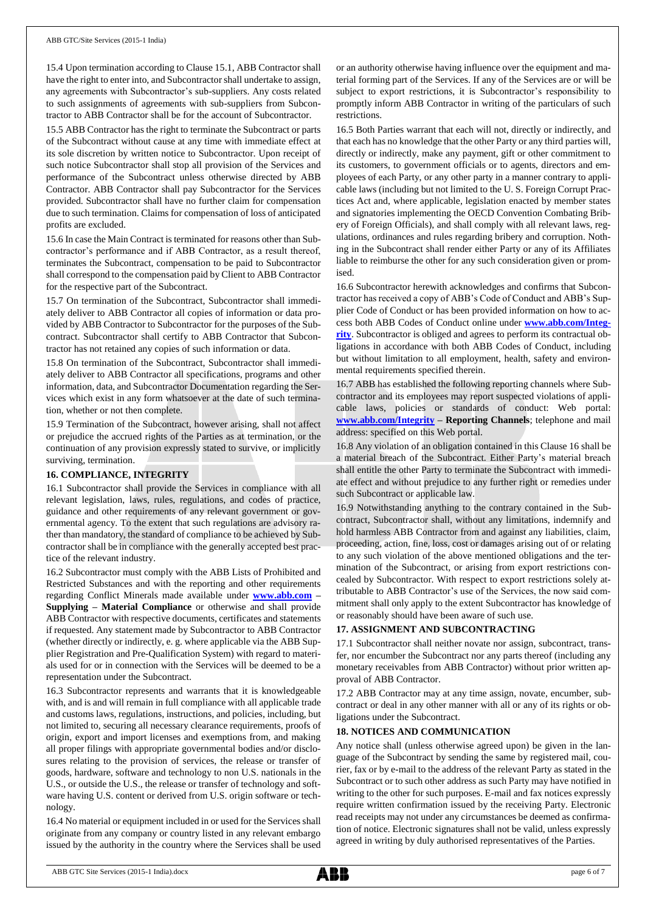15.4 Upon termination according to Clause 15.1, ABB Contractor shall have the right to enter into, and Subcontractor shall undertake to assign, any agreements with Subcontractor's sub-suppliers. Any costs related to such assignments of agreements with sub-suppliers from Subcontractor to ABB Contractor shall be for the account of Subcontractor.

15.5 ABB Contractor has the right to terminate the Subcontract or parts of the Subcontract without cause at any time with immediate effect at its sole discretion by written notice to Subcontractor. Upon receipt of such notice Subcontractor shall stop all provision of the Services and performance of the Subcontract unless otherwise directed by ABB Contractor. ABB Contractor shall pay Subcontractor for the Services provided. Subcontractor shall have no further claim for compensation due to such termination. Claims for compensation of loss of anticipated profits are excluded.

15.6 In case the Main Contract is terminated for reasons other than Subcontractor's performance and if ABB Contractor, as a result thereof, terminates the Subcontract, compensation to be paid to Subcontractor shall correspond to the compensation paid by Client to ABB Contractor for the respective part of the Subcontract.

15.7 On termination of the Subcontract, Subcontractor shall immediately deliver to ABB Contractor all copies of information or data provided by ABB Contractor to Subcontractor for the purposes of the Subcontract. Subcontractor shall certify to ABB Contractor that Subcontractor has not retained any copies of such information or data.

15.8 On termination of the Subcontract, Subcontractor shall immediately deliver to ABB Contractor all specifications, programs and other information, data, and Subcontractor Documentation regarding the Services which exist in any form whatsoever at the date of such termination, whether or not then complete.

15.9 Termination of the Subcontract, however arising, shall not affect or prejudice the accrued rights of the Parties as at termination, or the continuation of any provision expressly stated to survive, or implicitly surviving, termination.

## 16. COMPLIANCE, INTEGRITY

16.1 Subcontractor shall provide the Services in compliance with all relevant legislation, laws, rules, regulations, and codes of practice, guidance and other requirements of any relevant government or governmental agency. To the extent that such regulations are advisory rather than mandatory, the standard of compliance to be achieved by Subcontractor shall be in compliance with the generally accepted best practice of the relevant industry.

16.2 Subcontractor must comply with the ABB Lists of Prohibited and Restricted Substances and with the reporting and other requirements regarding Conflict Minerals made available under **www.abb.com – Supplying – Material Compliance** or otherwise and shall provide ABB Contractor with respective documents, certificates and statements if requested. Any statement made by Subcontractor to ABB Contractor (whether directly or indirectly, e. g. where applicable via the ABB Supplier Registration and Pre-Qualification System) with regard to materials used for or in connection with the Services will be deemed to be a representation under the Subcontract.

16.3 Subcontractor represents and warrants that it is knowledgeable with, and is and will remain in full compliance with all applicable trade and customs laws, regulations, instructions, and policies, including, but not limited to, securing all necessary clearance requirements, proofs of origin, export and import licenses and exemptions from, and making all proper filings with appropriate governmental bodies and/or disclosures relating to the provision of services, the release or transfer of goods, hardware, software and technology to non U.S. nationals in the U.S., or outside the U.S., the release or transfer of technology and software having U.S. content or derived from U.S. origin software or technology.

16.4 No material or equipment included in or used for the Services shall originate from any company or country listed in any relevant embargo issued by the authority in the country where the Services shall be used or an authority otherwise having influence over the equipment and material forming part of the Services. If any of the Services are or will be subject to export restrictions, it is Subcontractor's responsibility to promptly inform ABB Contractor in writing of the particulars of such restrictions.

16.5 Both Parties warrant that each will not, directly or indirectly, and that each has no knowledge that the other Party or any third parties will, directly or indirectly, make any payment, gift or other commitment to its customers, to government officials or to agents, directors and employees of each Party, or any other party in a manner contrary to applicable laws (including but not limited to the U. S. Foreign Corrupt Practices Act and, where applicable, legislation enacted by member states and signatories implementing the OECD Convention Combating Bribery of Foreign Officials), and shall comply with all relevant laws, regulations, ordinances and rules regarding bribery and corruption. Nothing in the Subcontract shall render either Party or any of its Affiliates liable to reimburse the other for any such consideration given or promised.

16.6 Subcontractor herewith acknowledges and confirms that Subcontractor has received a copy of ABB's Code of Conduct and ABB's Supplier Code of Conduct or has been provided information on how to access both ABB Codes of Conduct online under **www.abb.com/Integrity**. Subcontractor is obliged and agrees to perform its contractual obligations in accordance with both ABB Codes of Conduct, including but without limitation to all employment, health, safety and environmental requirements specified therein.

16.7 ABB has established the following reporting channels where Subcontractor and its employees may report suspected violations of applicable laws, policies or standards of conduct: Web portal: **www.abb.com/Integrity – Reporting Channels**; telephone and mail address: specified on this Web portal.

16.8 Any violation of an obligation contained in this Clause 16 shall be a material breach of the Subcontract. Either Party's material breach shall entitle the other Party to terminate the Subcontract with immediate effect and without prejudice to any further right or remedies under such Subcontract or applicable law.

16.9 Notwithstanding anything to the contrary contained in the Subcontract, Subcontractor shall, without any limitations, indemnify and hold harmless ABB Contractor from and against any liabilities, claim, proceeding, action, fine, loss, cost or damages arising out of or relating to any such violation of the above mentioned obligations and the termination of the Subcontract, or arising from export restrictions concealed by Subcontractor. With respect to export restrictions solely attributable to ABB Contractor's use of the Services, the now said commitment shall only apply to the extent Subcontractor has knowledge of or reasonably should have been aware of such use.

## 17. ASSIGNMENT AND SUBCONTRACTING

17.1 Subcontractor shall neither novate nor assign, subcontract, transfer, nor encumber the Subcontract nor any parts thereof (including any monetary receivables from ABB Contractor) without prior written approval of ABB Contractor.

17.2 ABB Contractor may at any time assign, novate, encumber, subcontract or deal in any other manner with all or any of its rights or obligations under the Subcontract.

## 18. NOTICES AND COMMUNICATION

Any notice shall (unless otherwise agreed upon) be given in the language of the Subcontract by sending the same by registered mail, courier, fax or by e-mail to the address of the relevant Party as stated in the Subcontract or to such other address as such Party may have notified in writing to the other for such purposes. E-mail and fax notices expressly require written confirmation issued by the receiving Party. Electronic read receipts may not under any circumstances be deemed as confirmation of notice. Electronic signatures shall not be valid, unless expressly agreed in writing by duly authorised representatives of the Parties.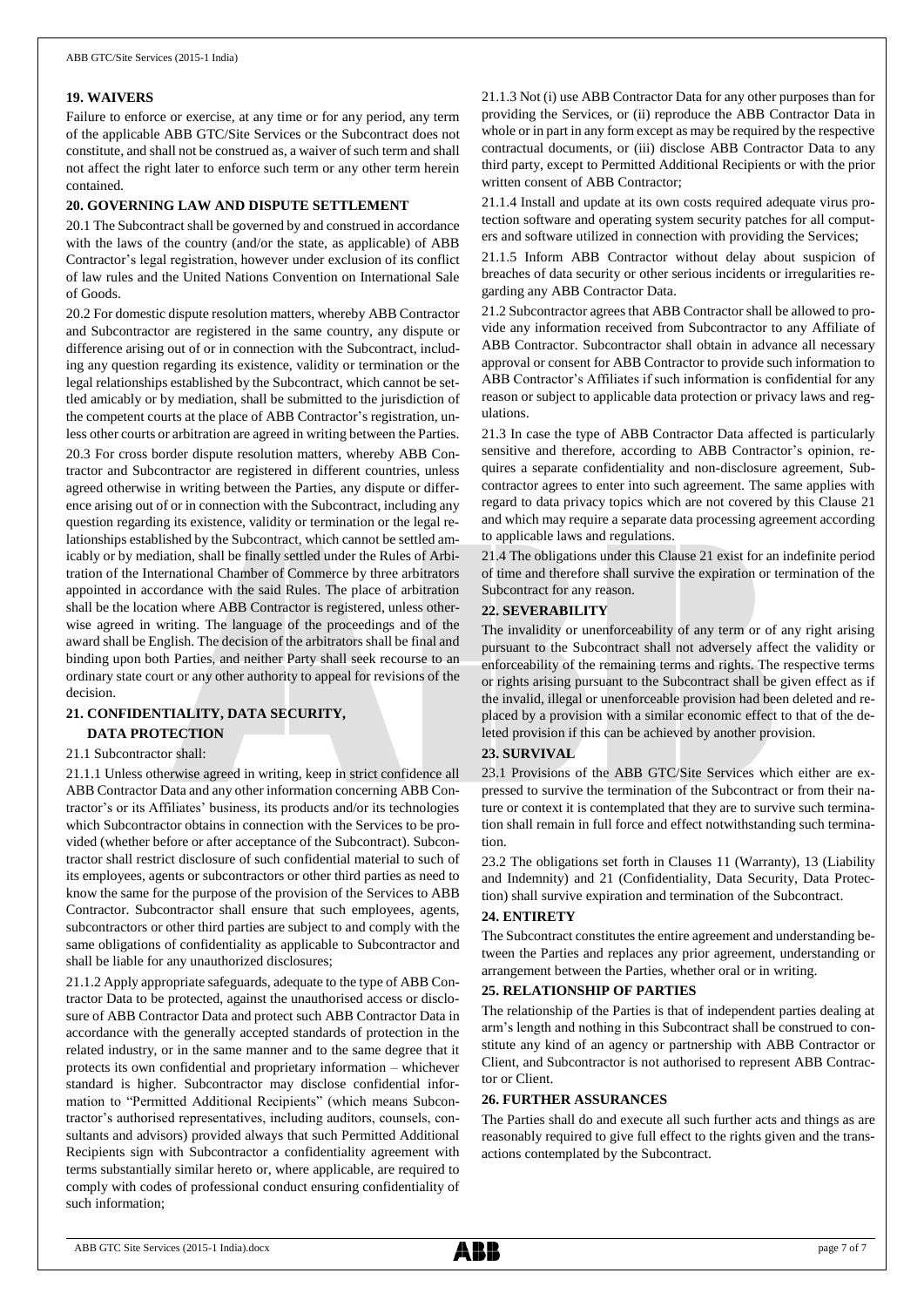## 19. WAIVERS

Failure to enforce or exercise, at any time or for any period, any term of the applicable ABB GTC/Site Services or the Subcontract does not constitute, and shall not be construed as, a waiver of such term and shall not affect the right later to enforce such term or any other term herein contained.

## 20. GOVERNING LAW AND DISPUTE SETTLEMENT

20.1 The Subcontract shall be governed by and construed in accordance with the laws of the country (and/or the state, as applicable) of ABB Contractor's legal registration, however under exclusion of its conflict of law rules and the United Nations Convention on International Sale of Goods.

20.2 For domestic dispute resolution matters, whereby ABB Contractor and Subcontractor are registered in the same country, any dispute or difference arising out of or in connection with the Subcontract, including any question regarding its existence, validity or termination or the legal relationships established by the Subcontract, which cannot be settled amicably or by mediation, shall be submitted to the jurisdiction of the competent courts at the place of ABB Contractor's registration, unless other courts or arbitration are agreed in writing between the Parties.

20.3 For cross border dispute resolution matters, whereby ABB Contractor and Subcontractor are registered in different countries, unless agreed otherwise in writing between the Parties, any dispute or difference arising out of or in connection with the Subcontract, including any question regarding its existence, validity or termination or the legal relationships established by the Subcontract, which cannot be settled amicably or by mediation, shall be finally settled under the Rules of Arbitration of the International Chamber of Commerce by three arbitrators appointed in accordance with the said Rules. The place of arbitration shall be the location where ABB Contractor is registered, unless otherwise agreed in writing. The language of the proceedings and of the award shall be English. The decision of the arbitrators shall be final and binding upon both Parties, and neither Party shall seek recourse to an ordinary state court or any other authority to appeal for revisions of the decision.

## 21. CONFIDENTIALITY, DATA SECURITY, DATA PROTECTION

21.1 Subcontractor shall:

21.1.1 Unless otherwise agreed in writing, keep in strict confidence all ABB Contractor Data and any other information concerning ABB Contractor's or its Affiliates' business, its products and/or its technologies which Subcontractor obtains in connection with the Services to be provided (whether before or after acceptance of the Subcontract). Subcontractor shall restrict disclosure of such confidential material to such of its employees, agents or subcontractors or other third parties as need to know the same for the purpose of the provision of the Services to ABB Contractor. Subcontractor shall ensure that such employees, agents, subcontractors or other third parties are subject to and comply with the same obligations of confidentiality as applicable to Subcontractor and shall be liable for any unauthorized disclosures;

21.1.2 Apply appropriate safeguards, adequate to the type of ABB Contractor Data to be protected, against the unauthorised access or disclosure of ABB Contractor Data and protect such ABB Contractor Data in accordance with the generally accepted standards of protection in the related industry, or in the same manner and to the same degree that it protects its own confidential and proprietary information – whichever standard is higher. Subcontractor may disclose confidential information to "Permitted Additional Recipients" (which means Subcontractor's authorised representatives, including auditors, counsels, consultants and advisors) provided always that such Permitted Additional Recipients sign with Subcontractor a confidentiality agreement with terms substantially similar hereto or, where applicable, are required to comply with codes of professional conduct ensuring confidentiality of such information;

21.1.3 Not (i) use ABB Contractor Data for any other purposes than for providing the Services, or (ii) reproduce the ABB Contractor Data in whole or in part in any form except as may be required by the respective contractual documents, or (iii) disclose ABB Contractor Data to any third party, except to Permitted Additional Recipients or with the prior written consent of ABB Contractor;

21.1.4 Install and update at its own costs required adequate virus protection software and operating system security patches for all computers and software utilized in connection with providing the Services;

21.1.5 Inform ABB Contractor without delay about suspicion of breaches of data security or other serious incidents or irregularities regarding any ABB Contractor Data.

21.2 Subcontractor agrees that ABB Contractor shall be allowed to provide any information received from Subcontractor to any Affiliate of ABB Contractor. Subcontractor shall obtain in advance all necessary approval or consent for ABB Contractor to provide such information to ABB Contractor's Affiliates if such information is confidential for any reason or subject to applicable data protection or privacy laws and regulations.

21.3 In case the type of ABB Contractor Data affected is particularly sensitive and therefore, according to ABB Contractor's opinion, requires a separate confidentiality and non-disclosure agreement, Subcontractor agrees to enter into such agreement. The same applies with regard to data privacy topics which are not covered by this Clause 21 and which may require a separate data processing agreement according to applicable laws and regulations.

21.4 The obligations under this Clause 21 exist for an indefinite period of time and therefore shall survive the expiration or termination of the Subcontract for any reason.

## 22. SEVERABILITY

The invalidity or unenforceability of any term or of any right arising pursuant to the Subcontract shall not adversely affect the validity or enforceability of the remaining terms and rights. The respective terms or rights arising pursuant to the Subcontract shall be given effect as if the invalid, illegal or unenforceable provision had been deleted and replaced by a provision with a similar economic effect to that of the deleted provision if this can be achieved by another provision.

## 23. SURVIVAL

23.1 Provisions of the ABB GTC/Site Services which either are expressed to survive the termination of the Subcontract or from their nature or context it is contemplated that they are to survive such termination shall remain in full force and effect notwithstanding such termination.

23.2 The obligations set forth in Clauses 11 (Warranty), 13 (Liability and Indemnity) and 21 (Confidentiality, Data Security, Data Protection) shall survive expiration and termination of the Subcontract.

## 24. ENTIRETY

The Subcontract constitutes the entire agreement and understanding between the Parties and replaces any prior agreement, understanding or arrangement between the Parties, whether oral or in writing.

## 25. RELATIONSHIP OF PARTIES

The relationship of the Parties is that of independent parties dealing at arm's length and nothing in this Subcontract shall be construed to constitute any kind of an agency or partnership with ABB Contractor or Client, and Subcontractor is not authorised to represent ABB Contractor or Client.

## 26. FURTHER ASSURANCES

The Parties shall do and execute all such further acts and things as are reasonably required to give full effect to the rights given and the transactions contemplated by the Subcontract.